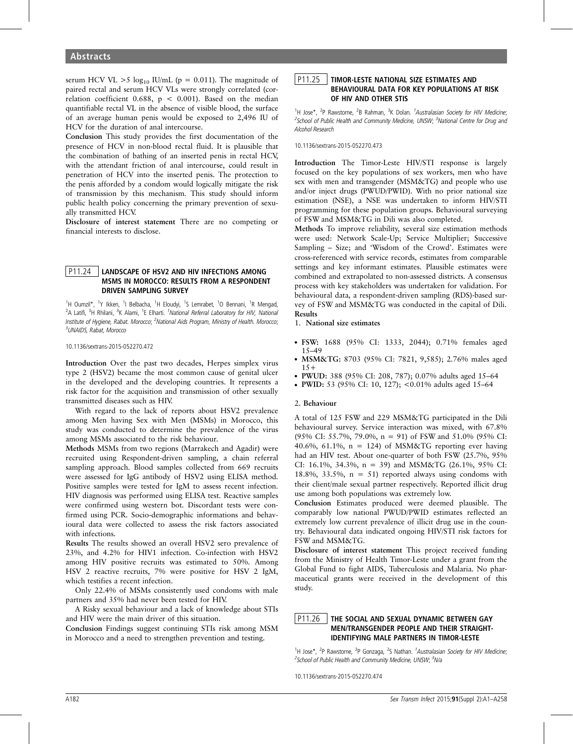serum HCV VL >5 $\log_{10}$ IU/mL ($p = 0.011$). The magnitude of paired rectal and serum HCV VLs were strongly correlated (correlation coefficient 0.688, $p < 0.001$). Based on the median quantifiable rectal VL in the absence of visible blood, the surface of an average human penis would be exposed to 2,496 IU of HCV for the duration of anal intercourse.

**Conclusion** This study provides the first documentation of the presence of HCV in non-blood rectal fluid. It is plausible that the combination of bathing of an inserted penis in rectal HCV, with the attendant friction of anal intercourse, could result in penetration of HCV into the inserted penis. The protection to the penis afforded by a condom would logically mitigate the risk of transmission by this mechanism. This study should inform public health policy concerning the primary prevention of sexually transmitted HCV.

**Disclosure of interest statement** There are no competing or financial interests to disclose.

## P11.24 LANDSCAPE OF HSV2 AND HIV INFECTIONS AMONG MSMS IN MOROCCO: RESULTS FROM A RESPONDENT DRIVEN SAMPLING SURVEY

[1]H Oumzil*, [1]Y Ikken, [1]I Belbacha, [1]H Eloudyi, [1]S Lemrabet, [1]O Bennani, [1]R Mengad, [2]A Latifi, [3]H Rhilani, [3]K Alami, [1]E Elharti. [1]*National Referral Laboratory for HIV, National Institute of Hygiene, Rabat. Morocco*; [2]*National Aids Program, Ministry of Health. Morocco*; [3]*UNAIDS, Rabat, Morocco*

10.1136/sextrans-2015-052270.472

**Introduction** Over the past two decades, Herpes simplex virus type 2 (HSV2) became the most common cause of genital ulcer in the developed and the developing countries. It represents a risk factor for the acquisition and transmission of other sexually transmitted diseases such as HIV.

With regard to the lack of reports about HSV2 prevalence among Men having Sex with Men (MSMs) in Morocco, this study was conducted to determine the prevalence of the virus among MSMs associated to the risk behaviour.

**Methods** MSMs from two regions (Marrakech and Agadir) were recruited using Respondent-driven sampling, a chain referral sampling approach. Blood samples collected from 669 recruits were assessed for IgG antibody of HSV2 using ELISA method. Positive samples were tested for IgM to assess recent infection. HIV diagnosis was performed using ELISA test. Reactive samples were confirmed using western bot. Discordant tests were confirmed using PCR. Socio-demographic informations and behavioural data were collected to assess the risk factors associated with infections.

**Results** The results showed an overall HSV2 sero prevalence of 23%, and 4.2% for HIV1 infection. Co-infection with HSV2 among HIV positive recruits was estimated to 50%. Among HSV 2 reactive recruits, 7% were positive for HSV 2 IgM, which testifies a recent infection.

Only 22.4% of MSMs consistently used condoms with male partners and 35% had never been tested for HIV.

A Risky sexual behaviour and a lack of knowledge about STIs and HIV were the main driver of this situation.

**Conclusion** Findings suggest continuing STIs risk among MSM in Morocco and a need to strengthen prevention and testing.

## P11.25 TIMOR-LESTE NATIONAL SIZE ESTIMATES AND BEHAVIOURAL DATA FOR KEY POPULATIONS AT RISK OF HIV AND OTHER STIS

[1]H Jose*, [2]P Rawstorne, [2]B Rahman, [3]K Dolan. [1]*Australasian Society for HIV Medicine*; [2]*School of Public Health and Community Medicine, UNSW*; [3]*National Centre for Drug and Alcohol Research*

10.1136/sextrans-2015-052270.473

**Introduction** The Timor-Leste HIV/STI response is largely focused on the key populations of sex workers, men who have sex with men and transgender (MSM&TG) and people who use and/or inject drugs (PWUD/PWID). With no prior national size estimation (NSE), a NSE was undertaken to inform HIV/STI programming for these population groups. Behavioural surveying of FSW and MSM&TG in Dili was also completed.

**Methods** To improve reliability, several size estimation methods were used: Network Scale-Up; Service Multiplier; Successive Sampling – Size; and 'Wisdom of the Crowd'. Estimates were cross-referenced with service records, estimates from comparable settings and key informant estimates. Plausible estimates were combined and extrapolated to non-assessed districts. A consensus process with key stakeholders was undertaken for validation. For behavioural data, a respondent-driven sampling (RDS)-based survey of FSW and MSM&TG was conducted in the capital of Dili.

**Results**

1. **National size estimates**

- **FSW:** 1688 (95% CI: 1333, 2044); 0.71% females aged 15–49
- **MSM&TG:** 8703 (95% CI: 7821, 9,585); 2.76% males aged 15+
- **PWUD:** 388 (95% CI: 208, 787); 0.07% adults aged 15–64
- **PWID:** 53 (95% CI: 10, 127); <0.01% adults aged 15–64

2. **Behaviour**

A total of 125 FSW and 229 MSM&TG participated in the Dili behavioural survey. Service interaction was mixed, with 67.8% (95% CI: 55.7%, 79.0%, n = 91) of FSW and 51.0% (95% CI: 40.6%, 61.1%, n = 124) of MSM&TG reporting ever having had an HIV test. About one-quarter of both FSW (25.7%, 95% CI: 16.1%, 34.3%, n = 39) and MSM&TG (26.1%, 95% CI: 18.8%, 33.5%, n = 51) reported always using condoms with their client/male sexual partner respectively. Reported illicit drug use among both populations was extremely low.

**Conclusion** Estimates produced were deemed plausible. The comparably low national PWUD/PWID estimates reflected an extremely low current prevalence of illicit drug use in the country. Behavioural data indicated ongoing HIV/STI risk factors for FSW and MSM&TG.

**Disclosure of interest statement** This project received funding from the Ministry of Health Timor-Leste under a grant from the Global Fund to fight AIDS, Tuberculosis and Malaria. No pharmaceutical grants were received in the development of this study.

## P11.26 THE SOCIAL AND SEXUAL DYNAMIC BETWEEN GAY MEN/TRANSGENDER PEOPLE AND THEIR STRAIGHT-IDENTIFYING MALE PARTNERS IN TIMOR-LESTE

[1]H Jose*, [2]P Rawstorne, [3]P Gonzaga, [2]S Nathan. [1]*Australasian Society for HIV Medicine*; [2]*School of Public Health and Community Medicine, UNSW*; [3]*N/a*

10.1136/sextrans-2015-052270.474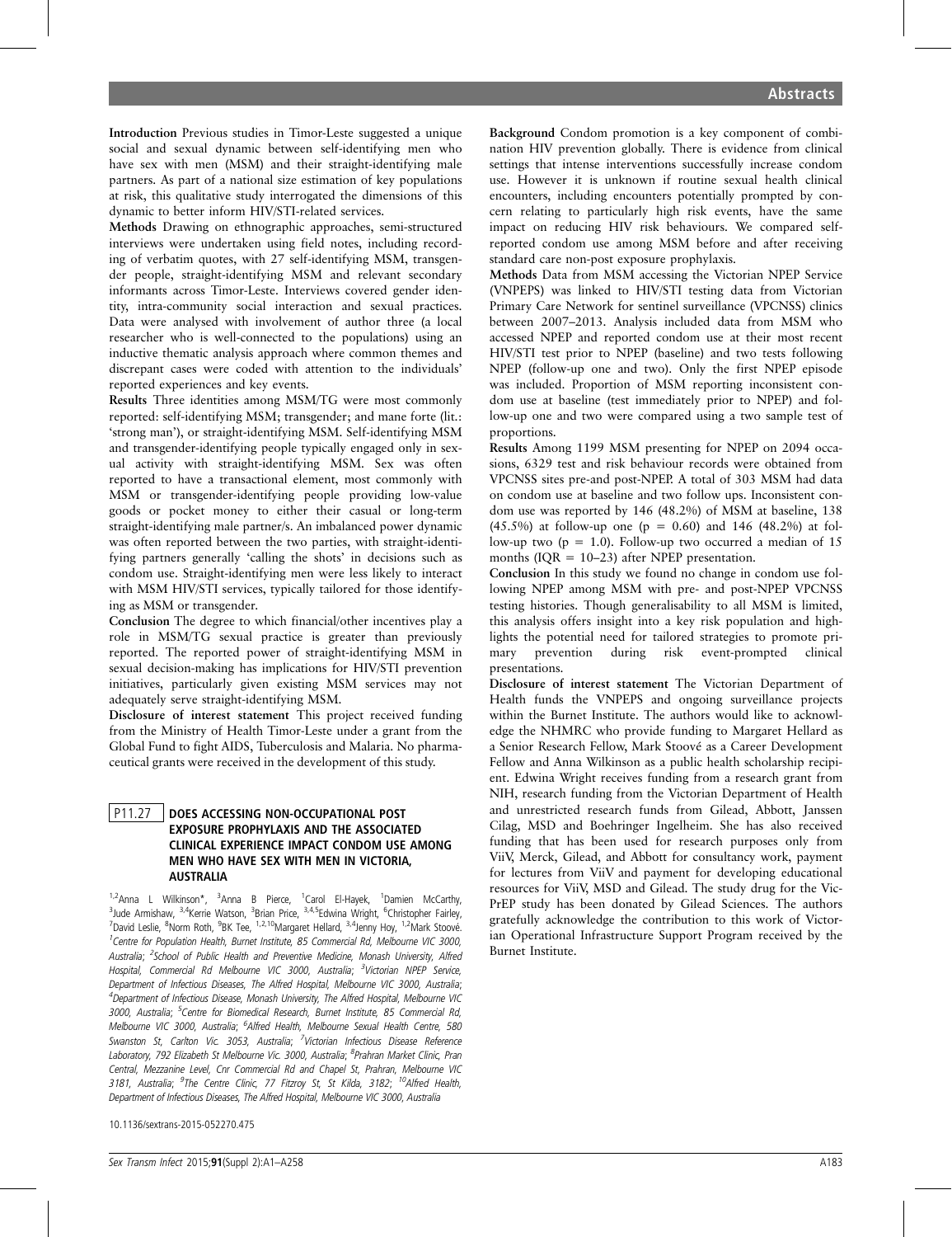**Introduction** Previous studies in Timor-Leste suggested a unique social and sexual dynamic between self-identifying men who have sex with men (MSM) and their straight-identifying male partners. As part of a national size estimation of key populations at risk, this qualitative study interrogated the dimensions of this dynamic to better inform HIV/STI-related services.

**Methods** Drawing on ethnographic approaches, semi-structured interviews were undertaken using field notes, including recording of verbatim quotes, with 27 self-identifying MSM, transgender people, straight-identifying MSM and relevant secondary informants across Timor-Leste. Interviews covered gender identity, intra-community social interaction and sexual practices. Data were analysed with involvement of author three (a local researcher who is well-connected to the populations) using an inductive thematic analysis approach where common themes and discrepant cases were coded with attention to the individuals' reported experiences and key events.

**Results** Three identities among MSM/TG were most commonly reported: self-identifying MSM; transgender; and mane forte (lit.: 'strong man'), or straight-identifying MSM. Self-identifying MSM and transgender-identifying people typically engaged only in sexual activity with straight-identifying MSM. Sex was often reported to have a transactional element, most commonly with MSM or transgender-identifying people providing low-value goods or pocket money to either their casual or long-term straight-identifying male partner/s. An imbalanced power dynamic was often reported between the two parties, with straight-identifying partners generally 'calling the shots' in decisions such as condom use. Straight-identifying men were less likely to interact with MSM HIV/STI services, typically tailored for those identifying as MSM or transgender.

**Conclusion** The degree to which financial/other incentives play a role in MSM/TG sexual practice is greater than previously reported. The reported power of straight-identifying MSM in sexual decision-making has implications for HIV/STI prevention initiatives, particularly given existing MSM services may not adequately serve straight-identifying MSM.

**Disclosure of interest statement** This project received funding from the Ministry of Health Timor-Leste under a grant from the Global Fund to fight AIDS, Tuberculosis and Malaria. No pharmaceutical grants were received in the development of this study.

## P11.27 DOES ACCESSING NON-OCCUPATIONAL POST EXPOSURE PROPHYLAXIS AND THE ASSOCIATED CLINICAL EXPERIENCE IMPACT CONDOM USE AMONG MEN WHO HAVE SEX WITH MEN IN VICTORIA, AUSTRALIA

[1,2]Anna L Wilkinson*, [3]Anna B Pierce, [1]Carol El-Hayek, [1]Damien McCarthy, [3]Jude Armishaw, [3,4]Kerrie Watson, [3]Brian Price, [3,4,5]Edwina Wright, [6]Christopher Fairley, [7]David Leslie, [8]Norm Roth, [9]BK Tee, [1,2,10]Margaret Hellard, [3,4]Jenny Hoy, [1,2]Mark Stoové. [1]Centre for Population Health, Burnet Institute, 85 Commercial Rd, Melbourne VIC 3000, Australia; [2]School of Public Health and Preventive Medicine, Monash University, Alfred Hospital, Commercial Rd Melbourne VIC 3000, Australia; [3]Victorian NPEP Service, Department of Infectious Diseases, The Alfred Hospital, Melbourne VIC 3000, Australia; [4]Department of Infectious Disease, Monash University, The Alfred Hospital, Melbourne VIC 3000, Australia; [5]Centre for Biomedical Research, Burnet Institute, 85 Commercial Rd, Melbourne VIC 3000, Australia; [6]Alfred Health, Melbourne Sexual Health Centre, 580 Swanston St, Carlton Vic. 3053, Australia; [7]Victorian Infectious Disease Reference Laboratory, 792 Elizabeth St Melbourne Vic. 3000, Australia; [8]Prahran Market Clinic, Pran Central, Mezzanine Level, Cnr Commercial Rd and Chapel St, Prahran, Melbourne VIC 3181, Australia; [9]The Centre Clinic, 77 Fitzroy St, St Kilda, 3182; [10]Alfred Health, Department of Infectious Diseases, The Alfred Hospital, Melbourne VIC 3000, Australia

10.1136/sextrans-2015-052270.475

**Background** Condom promotion is a key component of combination HIV prevention globally. There is evidence from clinical settings that intense interventions successfully increase condom use. However it is unknown if routine sexual health clinical encounters, including encounters potentially prompted by concern relating to particularly high risk events, have the same impact on reducing HIV risk behaviours. We compared self-reported condom use among MSM before and after receiving standard care non-post exposure prophylaxis.

**Methods** Data from MSM accessing the Victorian NPEP Service (VNPEPS) was linked to HIV/STI testing data from Victorian Primary Care Network for sentinel surveillance (VPCNSS) clinics between 2007–2013. Analysis included data from MSM who accessed NPEP and reported condom use at their most recent HIV/STI test prior to NPEP (baseline) and two tests following NPEP (follow-up one and two). Only the first NPEP episode was included. Proportion of MSM reporting inconsistent condom use at baseline (test immediately prior to NPEP) and follow-up one and two were compared using a two sample test of proportions.

**Results** Among 1199 MSM presenting for NPEP on 2094 occasions, 6329 test and risk behaviour records were obtained from VPCNSS sites pre-and post-NPEP. A total of 303 MSM had data on condom use at baseline and two follow ups. Inconsistent condom use was reported by 146 (48.2%) of MSM at baseline, 138 (45.5%) at follow-up one ($p = 0.60$) and 146 (48.2%) at follow-up two ($p = 1.0$). Follow-up two occurred a median of 15 months (IQR = 10–23) after NPEP presentation.

**Conclusion** In this study we found no change in condom use following NPEP among MSM with pre- and post-NPEP VPCNSS testing histories. Though generalisability to all MSM is limited, this analysis offers insight into a key risk population and highlights the potential need for tailored strategies to promote primary prevention during risk event-prompted clinical presentations.

**Disclosure of interest statement** The Victorian Department of Health funds the VNPEPS and ongoing surveillance projects within the Burnet Institute. The authors would like to acknowledge the NHMRC who provide funding to Margaret Hellard as a Senior Research Fellow, Mark Stoové as a Career Development Fellow and Anna Wilkinson as a public health scholarship recipient. Edwina Wright receives funding from a research grant from NIH, research funding from the Victorian Department of Health and unrestricted research funds from Gilead, Abbott, Janssen Cilag, MSD and Boehringer Ingelheim. She has also received funding that has been used for research purposes only from ViiV, Merck, Gilead, and Abbott for consultancy work, payment for lectures from ViiV and payment for developing educational resources for ViiV, MSD and Gilead. The study drug for the Vic-PrEP study has been donated by Gilead Sciences. The authors gratefully acknowledge the contribution to this work of Victorian Operational Infrastructure Support Program received by the Burnet Institute.